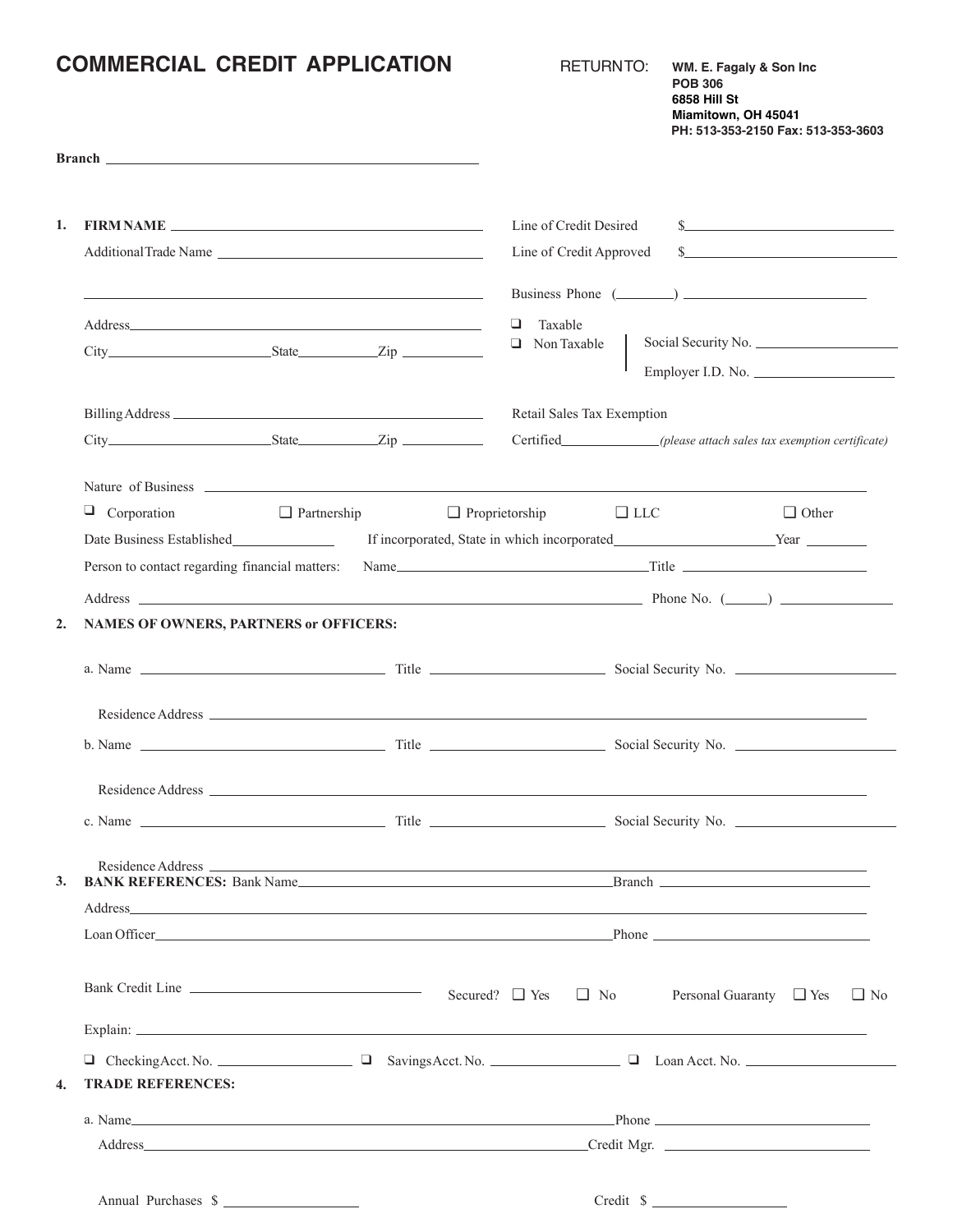# COMMERCIAL CREDIT APPLICATION

RETURN TO: **WM. E. Fagaly & Son Inc**
**POB 306**
**6858 Hill St**
**Miamitown, OH 45041**
**PH: 513-353-2150 Fax: 513-353-3603**

**Branch** ______________________________

**1. FIRM NAME** ______________________________

Additional Trade Name ______________________________

______________________________

Address ______________________________

City ______________ State ________ Zip ________

Billing Address ______________________________

City ______________ State ________ Zip ________

Line of Credit Desired $ ______________________________

Line of Credit Approved $ ______________________________

Business Phone ( ________ ) ______________________________

❑ Taxable
❑ Non Taxable

Social Security No. ______________________________

Employer I.D. No. ______________________________

Retail Sales Tax Exemption

Certified ____________ *(please attach sales tax exemption certificate)*

Nature of Business ______________________________

❑ Corporation ❑ Partnership ❑ Proprietorship ❑ LLC ❑ Other

Date Business Established ____________ If incorporated, State in which incorporated ____________ Year ________

Person to contact regarding financial matters: Name ______________________ Title ______________________

Address ______________________________ Phone No. ( ______ ) ______________

**2. NAMES OF OWNERS, PARTNERS or OFFICERS:**

a. Name ______________________ Title ______________________ Social Security No. ______________________

Residence Address ______________________________

b. Name ______________________ Title ______________________ Social Security No. ______________________

Residence Address ______________________________

c. Name ______________________ Title ______________________ Social Security No. ______________________

Residence Address ______________________________

**3. BANK REFERENCES:** Bank Name ______________________ Branch ______________________

Address ______________________________

Loan Officer ______________________ Phone ______________________

Bank Credit Line ______________________ Secured? ❑ Yes ❑ No Personal Guaranty ❑ Yes ❑ No

Explain: ______________________________

❑ Checking Acct. No. ______________ ❑ Savings Acct. No. ______________ ❑ Loan Acct. No. ______________

**4. TRADE REFERENCES:**

a. Name ______________________ Phone ______________________

Address ______________________ Credit Mgr. ______________________

Annual Purchases $ ______________ Credit $ ______________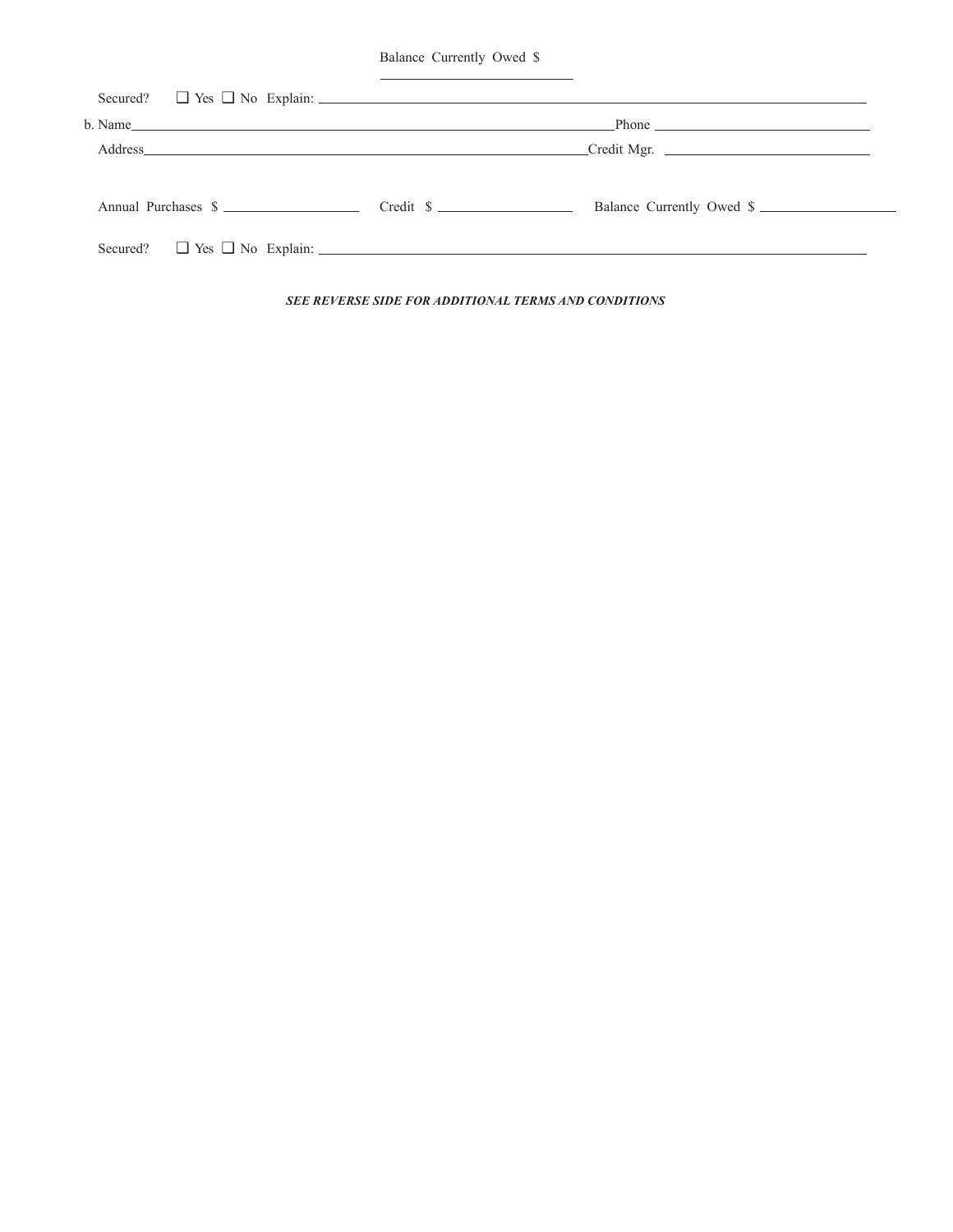Balance Currently Owed $ ____________________

Secured? ❑ Yes ❑ No Explain: ____________________________________________

b. Name ____________________________________________ Phone ____________________

Address ____________________________________________ Credit Mgr. ____________________

Annual Purchases $ ________________ Credit $ ________________ Balance Currently Owed $ ________________

Secured? ❑ Yes ❑ No Explain: ____________________________________________

***SEE REVERSE SIDE FOR ADDITIONAL TERMS AND CONDITIONS***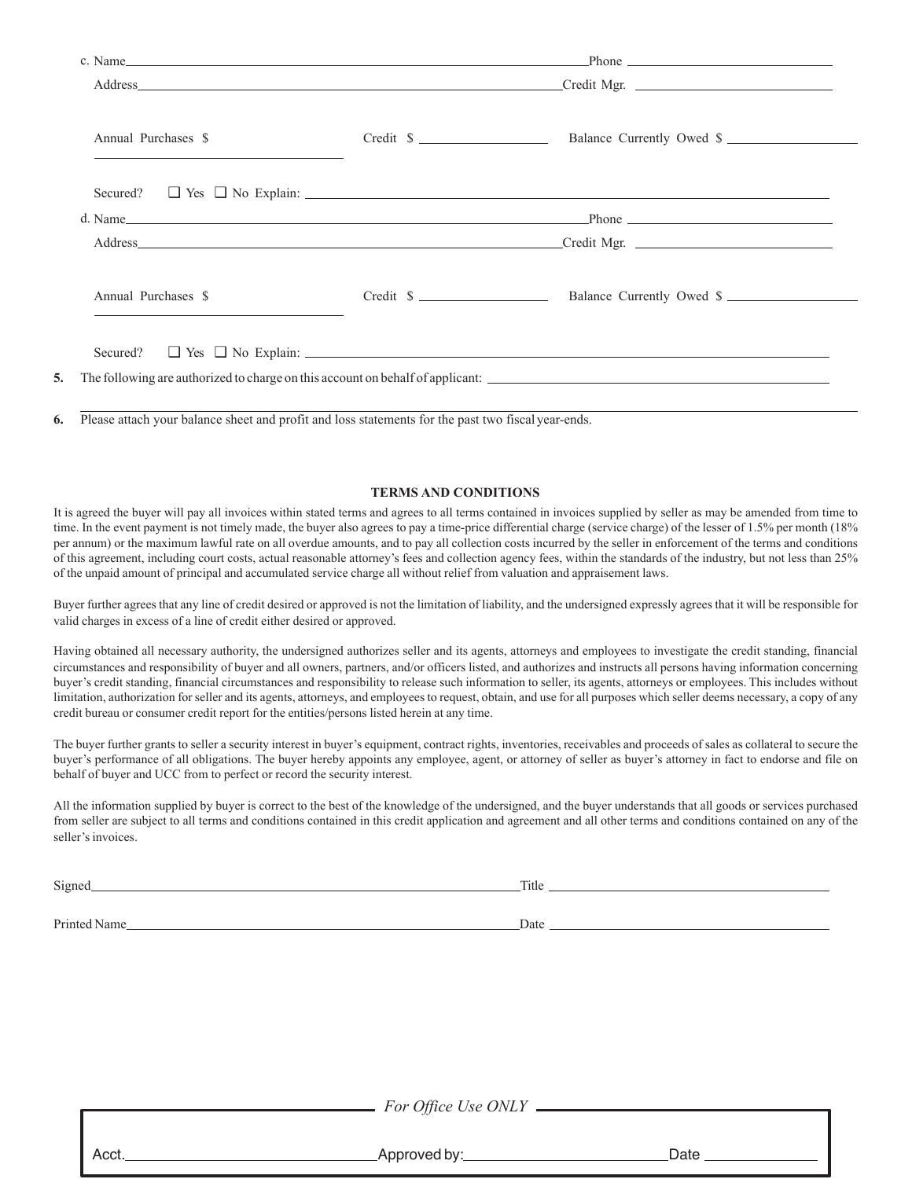c. Name\_\_\_\_\_\_\_\_\_\_\_\_\_\_\_\_\_\_\_\_\_\_\_\_\_\_\_\_\_\_ Phone \_\_\_\_\_\_\_\_\_\_\_\_\_\_\_\_\_\_\_\_

Address\_\_\_\_\_\_\_\_\_\_\_\_\_\_\_\_\_\_\_\_\_\_\_\_\_\_\_\_\_\_ Credit Mgr. \_\_\_\_\_\_\_\_\_\_\_\_\_\_\_\_\_\_\_\_

Annual Purchases $ \_\_\_\_\_\_\_\_\_\_\_\_\_\_\_\_\_\_\_\_ Credit $ \_\_\_\_\_\_\_\_\_\_\_\_\_\_\_\_\_\_\_\_ Balance Currently Owed $ \_\_\_\_\_\_\_\_\_\_\_\_\_\_\_\_\_\_\_\_

Secured? ❑ Yes ❑ No Explain: \_\_\_\_\_\_\_\_\_\_\_\_\_\_\_\_\_\_\_\_\_\_\_\_\_\_\_\_\_\_

d. Name\_\_\_\_\_\_\_\_\_\_\_\_\_\_\_\_\_\_\_\_\_\_\_\_\_\_\_\_\_\_ Phone \_\_\_\_\_\_\_\_\_\_\_\_\_\_\_\_\_\_\_\_

Address\_\_\_\_\_\_\_\_\_\_\_\_\_\_\_\_\_\_\_\_\_\_\_\_\_\_\_\_\_\_ Credit Mgr. \_\_\_\_\_\_\_\_\_\_\_\_\_\_\_\_\_\_\_\_

Annual Purchases $ \_\_\_\_\_\_\_\_\_\_\_\_\_\_\_\_\_\_\_\_ Credit $ \_\_\_\_\_\_\_\_\_\_\_\_\_\_\_\_\_\_\_\_ Balance Currently Owed $ \_\_\_\_\_\_\_\_\_\_\_\_\_\_\_\_\_\_\_\_

Secured? ❑ Yes ❑ No Explain: \_\_\_\_\_\_\_\_\_\_\_\_\_\_\_\_\_\_\_\_\_\_\_\_\_\_\_\_\_\_

**5.** The following are authorized to charge on this account on behalf of applicant: \_\_\_\_\_\_\_\_\_\_\_\_\_\_\_\_\_\_\_\_\_\_\_\_\_\_\_\_\_\_

\_\_\_\_\_\_\_\_\_\_\_\_\_\_\_\_\_\_\_\_\_\_\_\_\_\_\_\_\_\_\_\_\_\_\_\_\_\_\_\_\_\_\_\_\_\_\_\_\_\_\_\_\_\_\_\_

**6.** Please attach your balance sheet and profit and loss statements for the past two fiscal year-ends.

## TERMS AND CONDITIONS

It is agreed the buyer will pay all invoices within stated terms and agrees to all terms contained in invoices supplied by seller as may be amended from time to time. In the event payment is not timely made, the buyer also agrees to pay a time-price differential charge (service charge) of the lesser of 1.5% per month (18% per annum) or the maximum lawful rate on all overdue amounts, and to pay all collection costs incurred by the seller in enforcement of the terms and conditions of this agreement, including court costs, actual reasonable attorney's fees and collection agency fees, within the standards of the industry, but not less than 25% of the unpaid amount of principal and accumulated service charge all without relief from valuation and appraisement laws.

Buyer further agrees that any line of credit desired or approved is not the limitation of liability, and the undersigned expressly agrees that it will be responsible for valid charges in excess of a line of credit either desired or approved.

Having obtained all necessary authority, the undersigned authorizes seller and its agents, attorneys and employees to investigate the credit standing, financial circumstances and responsibility of buyer and all owners, partners, and/or officers listed, and authorizes and instructs all persons having information concerning buyer's credit standing, financial circumstances and responsibility to release such information to seller, its agents, attorneys or employees. This includes without limitation, authorization for seller and its agents, attorneys, and employees to request, obtain, and use for all purposes which seller deems necessary, a copy of any credit bureau or consumer credit report for the entities/persons listed herein at any time.

The buyer further grants to seller a security interest in buyer's equipment, contract rights, inventories, receivables and proceeds of sales as collateral to secure the buyer's performance of all obligations. The buyer hereby appoints any employee, agent, or attorney of seller as buyer's attorney in fact to endorse and file on behalf of buyer and UCC from to perfect or record the security interest.

All the information supplied by buyer is correct to the best of the knowledge of the undersigned, and the buyer understands that all goods or services purchased from seller are subject to all terms and conditions contained in this credit application and agreement and all other terms and conditions contained on any of the seller's invoices.

Signed\_\_\_\_\_\_\_\_\_\_\_\_\_\_\_\_\_\_\_\_\_\_\_\_\_\_\_\_\_\_ Title \_\_\_\_\_\_\_\_\_\_\_\_\_\_\_\_\_\_\_\_

Printed Name\_\_\_\_\_\_\_\_\_\_\_\_\_\_\_\_\_\_\_\_\_\_\_\_\_\_\_\_\_\_ Date \_\_\_\_\_\_\_\_\_\_\_\_\_\_\_\_\_\_\_\_

*For Office Use ONLY*

Acct.\_\_\_\_\_\_\_\_\_\_\_\_\_\_\_\_\_\_\_\_ Approved by:\_\_\_\_\_\_\_\_\_\_\_\_\_\_\_\_\_\_\_\_ Date \_\_\_\_\_\_\_\_\_\_\_\_\_\_\_\_\_\_\_\_